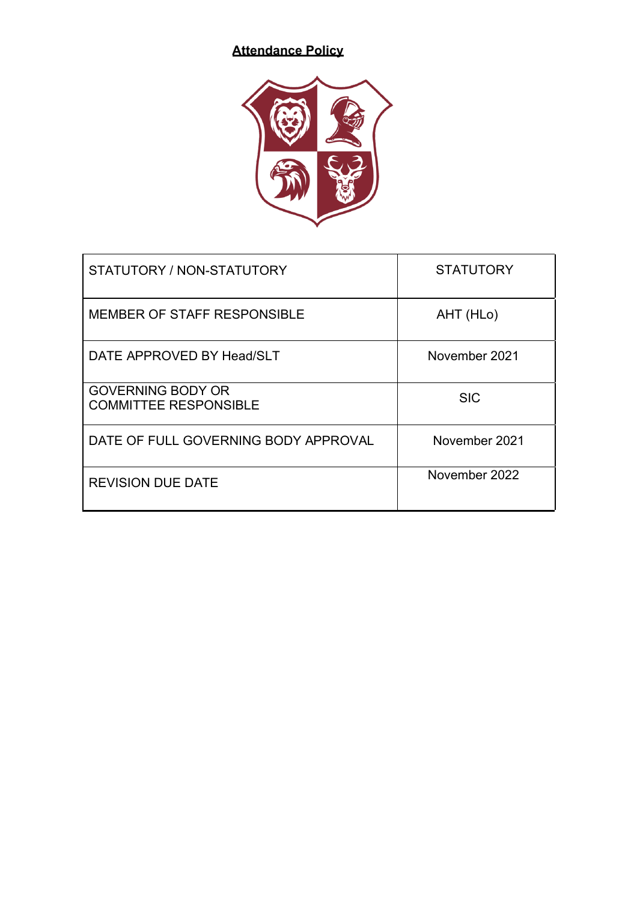# **Attendance Policy**

| STATUTORY / NON-STATUTORY | STATUTORY |
|---|---|
| MEMBER OF STAFF RESPONSIBLE | AHT (HLo) |
| DATE APPROVED BY Head/SLT | November 2021 |
| GOVERNING BODY OR COMMITTEE RESPONSIBLE | SIC |
| DATE OF FULL GOVERNING BODY APPROVAL | November 2021 |
| REVISION DUE DATE | November 2022 |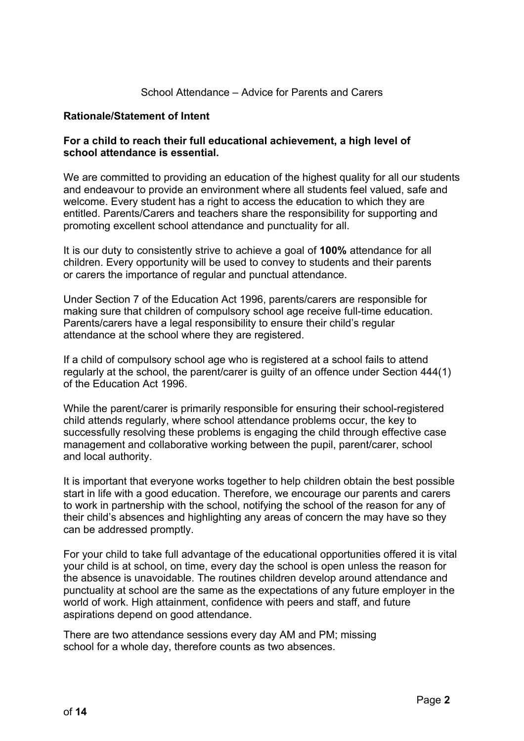# School Attendance – Advice for Parents and Carers

## Rationale/Statement of Intent

**For a child to reach their full educational achievement, a high level of school attendance is essential.**

We are committed to providing an education of the highest quality for all our students and endeavour to provide an environment where all students feel valued, safe and welcome. Every student has a right to access the education to which they are entitled. Parents/Carers and teachers share the responsibility for supporting and promoting excellent school attendance and punctuality for all.

It is our duty to consistently strive to achieve a goal of **100%** attendance for all children. Every opportunity will be used to convey to students and their parents or carers the importance of regular and punctual attendance.

Under Section 7 of the Education Act 1996, parents/carers are responsible for making sure that children of compulsory school age receive full-time education. Parents/carers have a legal responsibility to ensure their child's regular attendance at the school where they are registered.

If a child of compulsory school age who is registered at a school fails to attend regularly at the school, the parent/carer is guilty of an offence under Section 444(1) of the Education Act 1996.

While the parent/carer is primarily responsible for ensuring their school-registered child attends regularly, where school attendance problems occur, the key to successfully resolving these problems is engaging the child through effective case management and collaborative working between the pupil, parent/carer, school and local authority.

It is important that everyone works together to help children obtain the best possible start in life with a good education. Therefore, we encourage our parents and carers to work in partnership with the school, notifying the school of the reason for any of their child's absences and highlighting any areas of concern the may have so they can be addressed promptly.

For your child to take full advantage of the educational opportunities offered it is vital your child is at school, on time, every day the school is open unless the reason for the absence is unavoidable. The routines children develop around attendance and punctuality at school are the same as the expectations of any future employer in the world of work. High attainment, confidence with peers and staff, and future aspirations depend on good attendance.

There are two attendance sessions every day AM and PM; missing school for a whole day, therefore counts as two absences.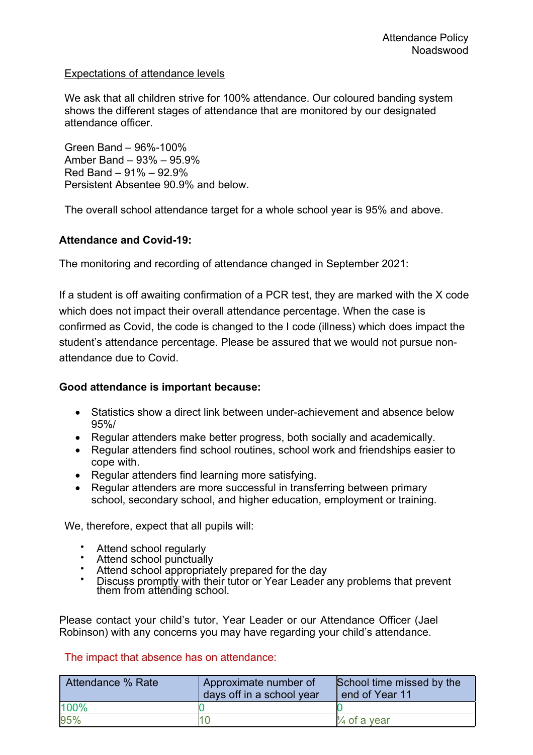Expectations of attendance levels

We ask that all children strive for 100% attendance. Our coloured banding system shows the different stages of attendance that are monitored by our designated attendance officer.

Green Band – 96%-100%
Amber Band – 93% – 95.9%
Red Band – 91% – 92.9%
Persistent Absentee 90.9% and below.

The overall school attendance target for a whole school year is 95% and above.

**Attendance and Covid-19:**

The monitoring and recording of attendance changed in September 2021:

If a student is off awaiting confirmation of a PCR test, they are marked with the X code which does not impact their overall attendance percentage. When the case is confirmed as Covid, the code is changed to the I code (illness) which does impact the student's attendance percentage. Please be assured that we would not pursue non-attendance due to Covid.

**Good attendance is important because:**

- Statistics show a direct link between under-achievement and absence below 95%/
- Regular attenders make better progress, both socially and academically.
- Regular attenders find school routines, school work and friendships easier to cope with.
- Regular attenders find learning more satisfying.
- Regular attenders are more successful in transferring between primary school, secondary school, and higher education, employment or training.

We, therefore, expect that all pupils will:

- Attend school regularly
- Attend school punctually
- Attend school appropriately prepared for the day
- Discuss promptly with their tutor or Year Leader any problems that prevent them from attending school.

Please contact your child's tutor, Year Leader or our Attendance Officer (Jael Robinson) with any concerns you may have regarding your child's attendance.

The impact that absence has on attendance:

| Attendance % Rate | Approximate number of days off in a school year | School time missed by the end of Year 11 |
|---|---|---|
| 100% | 0 | 0 |
| 95% | 10 | ¼ of a year |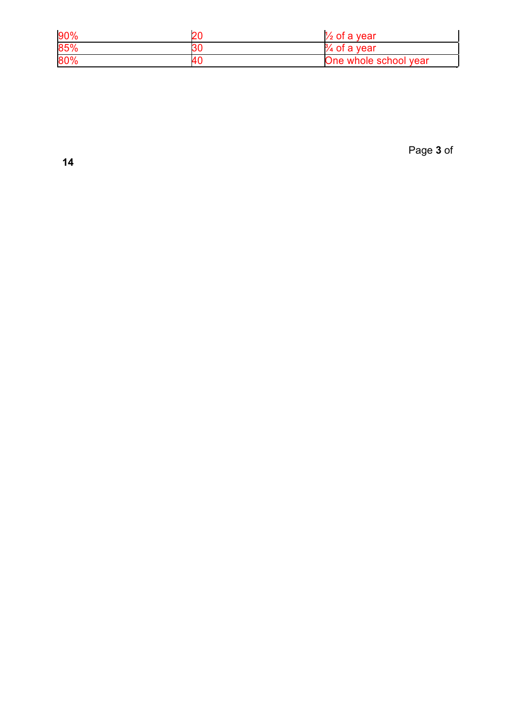| | | |
|---|---|---|
| 90% | 20 | ½ of a year |
| 85% | 30 | ¾ of a year |
| 80% | 40 | One whole school year |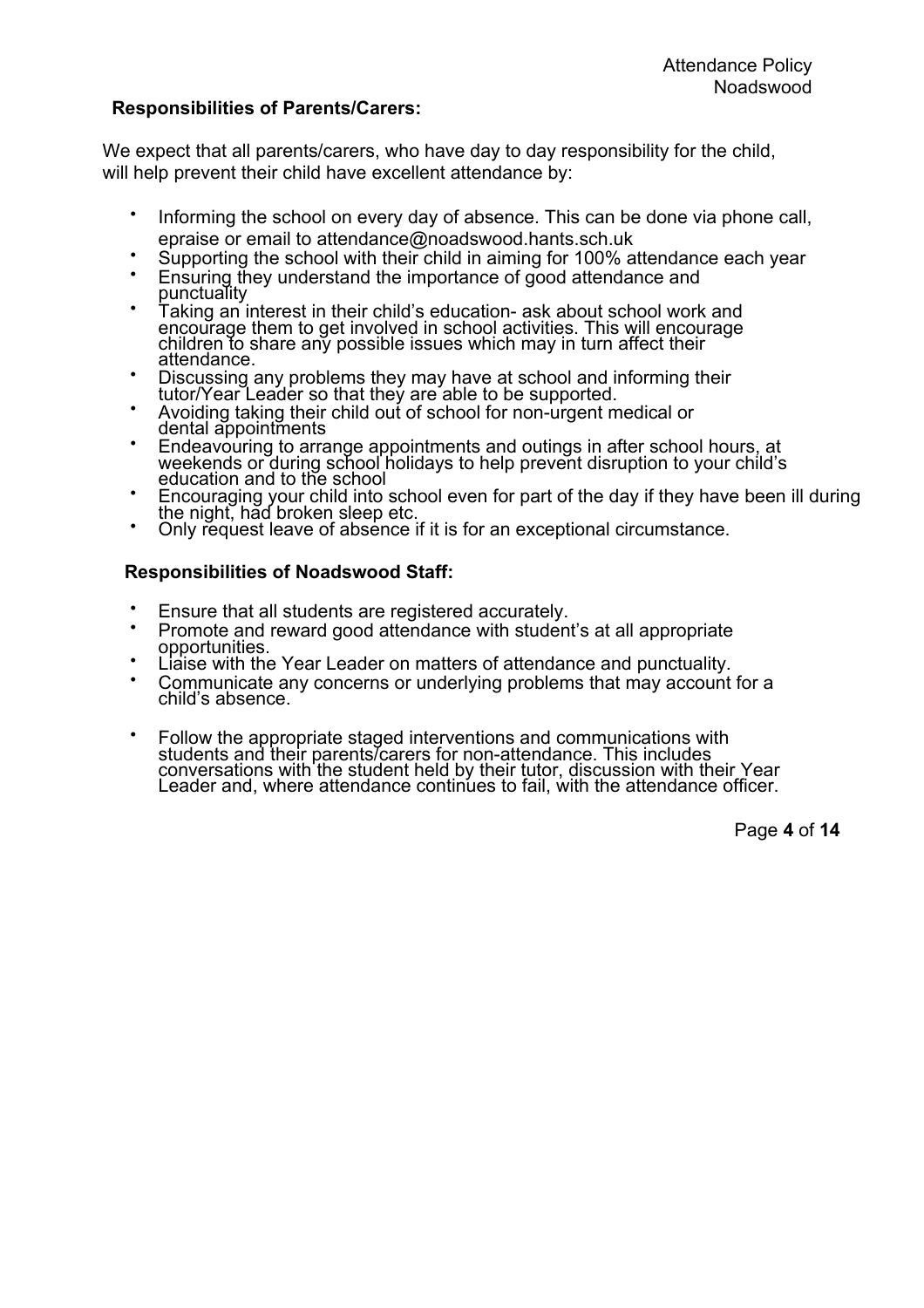### Responsibilities of Parents/Carers:

We expect that all parents/carers, who have day to day responsibility for the child, will help prevent their child have excellent attendance by:

- Informing the school on every day of absence. This can be done via phone call, epraise or email to attendance@noadswood.hants.sch.uk
- Supporting the school with their child in aiming for 100% attendance each year
- Ensuring they understand the importance of good attendance and punctuality
- Taking an interest in their child's education- ask about school work and encourage them to get involved in school activities. This will encourage children to share any possible issues which may in turn affect their attendance.
- Discussing any problems they may have at school and informing their tutor/Year Leader so that they are able to be supported.
- Avoiding taking their child out of school for non-urgent medical or dental appointments
- Endeavouring to arrange appointments and outings in after school hours, at weekends or during school holidays to help prevent disruption to your child's education and to the school
- Encouraging your child into school even for part of the day if they have been ill during the night, had broken sleep etc.
- Only request leave of absence if it is for an exceptional circumstance.

### Responsibilities of Noadswood Staff:

- Ensure that all students are registered accurately.
- Promote and reward good attendance with student's at all appropriate opportunities.
- Liaise with the Year Leader on matters of attendance and punctuality.
- Communicate any concerns or underlying problems that may account for a child's absence.
- Follow the appropriate staged interventions and communications with students and their parents/carers for non-attendance. This includes conversations with the student held by their tutor, discussion with their Year Leader and, where attendance continues to fail, with the attendance officer.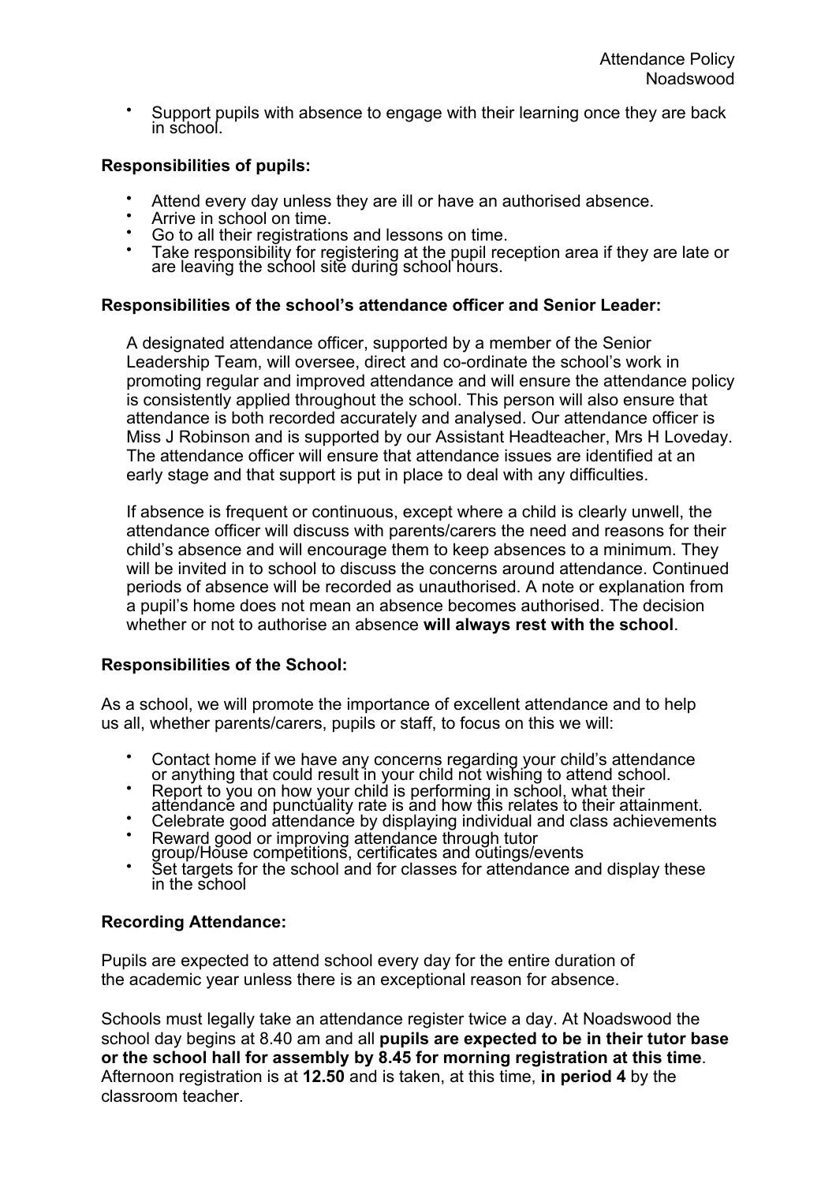- Support pupils with absence to engage with their learning once they are back in school.

**Responsibilities of pupils:**

- Attend every day unless they are ill or have an authorised absence.
- Arrive in school on time.
- Go to all their registrations and lessons on time.
- Take responsibility for registering at the pupil reception area if they are late or are leaving the school site during school hours.

**Responsibilities of the school's attendance officer and Senior Leader:**

A designated attendance officer, supported by a member of the Senior Leadership Team, will oversee, direct and co-ordinate the school's work in promoting regular and improved attendance and will ensure the attendance policy is consistently applied throughout the school. This person will also ensure that attendance is both recorded accurately and analysed. Our attendance officer is Miss J Robinson and is supported by our Assistant Headteacher, Mrs H Loveday. The attendance officer will ensure that attendance issues are identified at an early stage and that support is put in place to deal with any difficulties.

If absence is frequent or continuous, except where a child is clearly unwell, the attendance officer will discuss with parents/carers the need and reasons for their child's absence and will encourage them to keep absences to a minimum. They will be invited in to school to discuss the concerns around attendance. Continued periods of absence will be recorded as unauthorised. A note or explanation from a pupil's home does not mean an absence becomes authorised. The decision whether or not to authorise an absence **will always rest with the school**.

**Responsibilities of the School:**

As a school, we will promote the importance of excellent attendance and to help us all, whether parents/carers, pupils or staff, to focus on this we will:

- Contact home if we have any concerns regarding your child's attendance or anything that could result in your child not wishing to attend school.
- Report to you on how your child is performing in school, what their attendance and punctuality rate is and how this relates to their attainment.
- Celebrate good attendance by displaying individual and class achievements
- Reward good or improving attendance through tutor group/House competitions, certificates and outings/events
- Set targets for the school and for classes for attendance and display these in the school

**Recording Attendance:**

Pupils are expected to attend school every day for the entire duration of the academic year unless there is an exceptional reason for absence.

Schools must legally take an attendance register twice a day. At Noadswood the school day begins at 8.40 am and all **pupils are expected to be in their tutor base or the school hall for assembly by 8.45 for morning registration at this time**. Afternoon registration is at **12.50** and is taken, at this time, **in period 4** by the classroom teacher.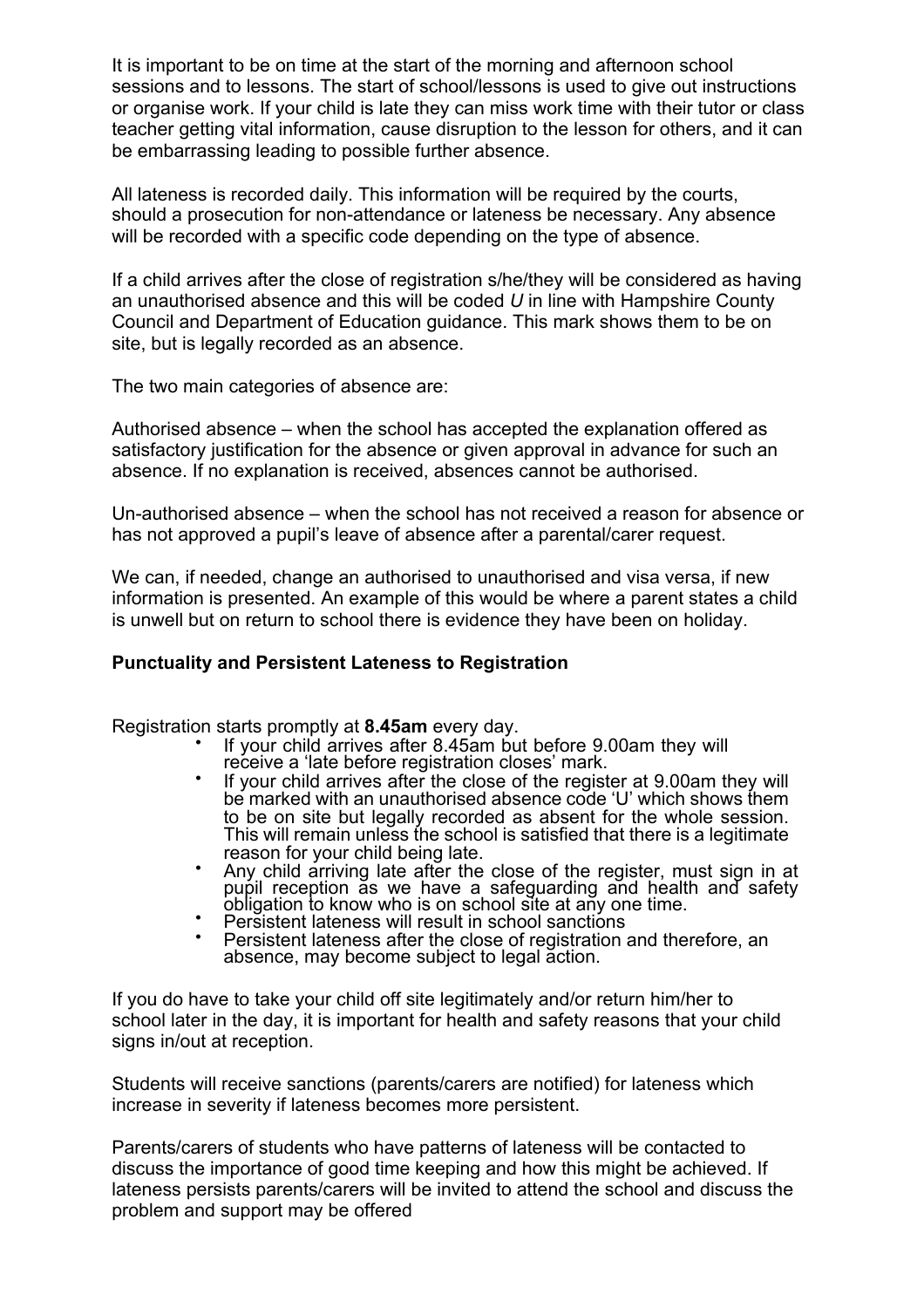It is important to be on time at the start of the morning and afternoon school sessions and to lessons. The start of school/lessons is used to give out instructions or organise work. If your child is late they can miss work time with their tutor or class teacher getting vital information, cause disruption to the lesson for others, and it can be embarrassing leading to possible further absence.

All lateness is recorded daily. This information will be required by the courts, should a prosecution for non-attendance or lateness be necessary. Any absence will be recorded with a specific code depending on the type of absence.

If a child arrives after the close of registration s/he/they will be considered as having an unauthorised absence and this will be coded *U* in line with Hampshire County Council and Department of Education guidance. This mark shows them to be on site, but is legally recorded as an absence.

The two main categories of absence are:

Authorised absence – when the school has accepted the explanation offered as satisfactory justification for the absence or given approval in advance for such an absence. If no explanation is received, absences cannot be authorised.

Un-authorised absence – when the school has not received a reason for absence or has not approved a pupil's leave of absence after a parental/carer request.

We can, if needed, change an authorised to unauthorised and visa versa, if new information is presented. An example of this would be where a parent states a child is unwell but on return to school there is evidence they have been on holiday.

**Punctuality and Persistent Lateness to Registration**

Registration starts promptly at **8.45am** every day.

- If your child arrives after 8.45am but before 9.00am they will receive a 'late before registration closes' mark.
- If your child arrives after the close of the register at 9.00am they will be marked with an unauthorised absence code 'U' which shows them to be on site but legally recorded as absent for the whole session. This will remain unless the school is satisfied that there is a legitimate reason for your child being late.
- Any child arriving late after the close of the register, must sign in at pupil reception as we have a safeguarding and health and safety obligation to know who is on school site at any one time.
- Persistent lateness will result in school sanctions
- Persistent lateness after the close of registration and therefore, an absence, may become subject to legal action.

If you do have to take your child off site legitimately and/or return him/her to school later in the day, it is important for health and safety reasons that your child signs in/out at reception.

Students will receive sanctions (parents/carers are notified) for lateness which increase in severity if lateness becomes more persistent.

Parents/carers of students who have patterns of lateness will be contacted to discuss the importance of good time keeping and how this might be achieved. If lateness persists parents/carers will be invited to attend the school and discuss the problem and support may be offered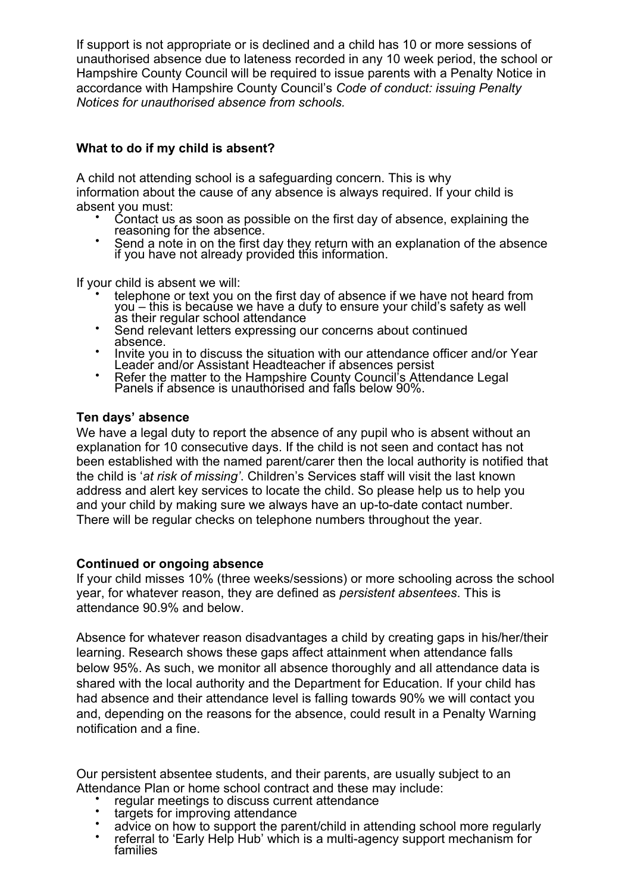If support is not appropriate or is declined and a child has 10 or more sessions of unauthorised absence due to lateness recorded in any 10 week period, the school or Hampshire County Council will be required to issue parents with a Penalty Notice in accordance with Hampshire County Council's *Code of conduct: issuing Penalty Notices for unauthorised absence from schools.*

**What to do if my child is absent?**

A child not attending school is a safeguarding concern. This is why information about the cause of any absence is always required. If your child is absent you must:

- Contact us as soon as possible on the first day of absence, explaining the reasoning for the absence.
- Send a note in on the first day they return with an explanation of the absence if you have not already provided this information.

If your child is absent we will:

- telephone or text you on the first day of absence if we have not heard from you – this is because we have a duty to ensure your child's safety as well as their regular school attendance
- Send relevant letters expressing our concerns about continued absence.
- Invite you in to discuss the situation with our attendance officer and/or Year Leader and/or Assistant Headteacher if absences persist
- Refer the matter to the Hampshire County Council's Attendance Legal Panels if absence is unauthorised and falls below 90%.

**Ten days' absence**

We have a legal duty to report the absence of any pupil who is absent without an explanation for 10 consecutive days. If the child is not seen and contact has not been established with the named parent/carer then the local authority is notified that the child is '*at risk of missing'*. Children's Services staff will visit the last known address and alert key services to locate the child. So please help us to help you and your child by making sure we always have an up-to-date contact number. There will be regular checks on telephone numbers throughout the year.

**Continued or ongoing absence**

If your child misses 10% (three weeks/sessions) or more schooling across the school year, for whatever reason, they are defined as *persistent absentees*. This is attendance 90.9% and below.

Absence for whatever reason disadvantages a child by creating gaps in his/her/their learning. Research shows these gaps affect attainment when attendance falls below 95%. As such, we monitor all absence thoroughly and all attendance data is shared with the local authority and the Department for Education. If your child has had absence and their attendance level is falling towards 90% we will contact you and, depending on the reasons for the absence, could result in a Penalty Warning notification and a fine.

Our persistent absentee students, and their parents, are usually subject to an Attendance Plan or home school contract and these may include:

- regular meetings to discuss current attendance
- targets for improving attendance
- advice on how to support the parent/child in attending school more regularly
- referral to 'Early Help Hub' which is a multi-agency support mechanism for families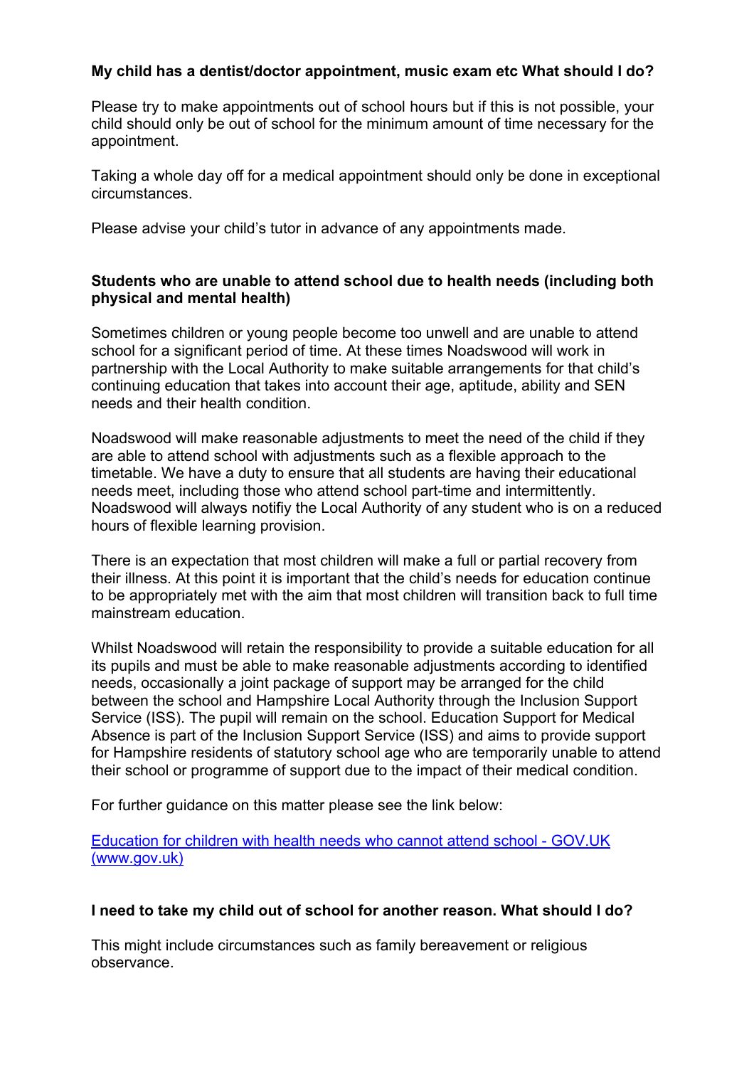**My child has a dentist/doctor appointment, music exam etc What should I do?**

Please try to make appointments out of school hours but if this is not possible, your child should only be out of school for the minimum amount of time necessary for the appointment.

Taking a whole day off for a medical appointment should only be done in exceptional circumstances.

Please advise your child's tutor in advance of any appointments made.

**Students who are unable to attend school due to health needs (including both physical and mental health)**

Sometimes children or young people become too unwell and are unable to attend school for a significant period of time. At these times Noadswood will work in partnership with the Local Authority to make suitable arrangements for that child's continuing education that takes into account their age, aptitude, ability and SEN needs and their health condition.

Noadswood will make reasonable adjustments to meet the need of the child if they are able to attend school with adjustments such as a flexible approach to the timetable. We have a duty to ensure that all students are having their educational needs meet, including those who attend school part-time and intermittently. Noadswood will always notifiy the Local Authority of any student who is on a reduced hours of flexible learning provision.

There is an expectation that most children will make a full or partial recovery from their illness. At this point it is important that the child's needs for education continue to be appropriately met with the aim that most children will transition back to full time mainstream education.

Whilst Noadswood will retain the responsibility to provide a suitable education for all its pupils and must be able to make reasonable adjustments according to identified needs, occasionally a joint package of support may be arranged for the child between the school and Hampshire Local Authority through the Inclusion Support Service (ISS). The pupil will remain on the school. Education Support for Medical Absence is part of the Inclusion Support Service (ISS) and aims to provide support for Hampshire residents of statutory school age who are temporarily unable to attend their school or programme of support due to the impact of their medical condition.

For further guidance on this matter please see the link below:

[Education for children with health needs who cannot attend school - GOV.UK (www.gov.uk)]()

**I need to take my child out of school for another reason. What should I do?**

This might include circumstances such as family bereavement or religious observance.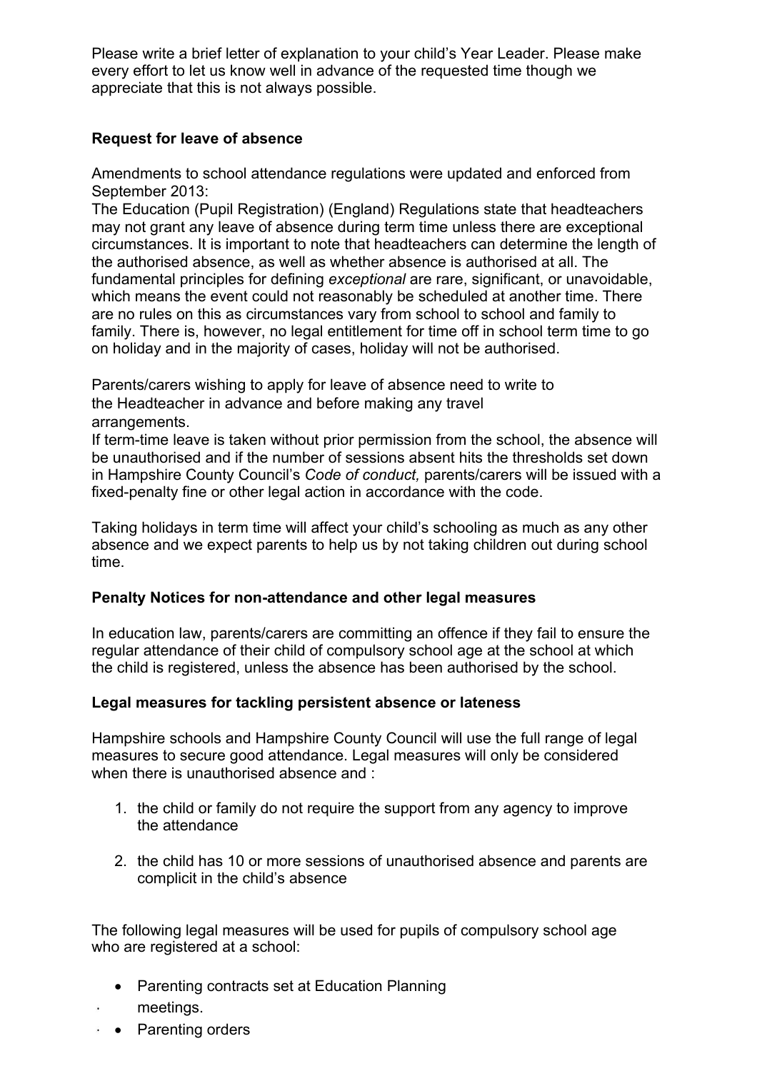Please write a brief letter of explanation to your child's Year Leader. Please make every effort to let us know well in advance of the requested time though we appreciate that this is not always possible.

**Request for leave of absence**

Amendments to school attendance regulations were updated and enforced from September 2013:
The Education (Pupil Registration) (England) Regulations state that headteachers may not grant any leave of absence during term time unless there are exceptional circumstances. It is important to note that headteachers can determine the length of the authorised absence, as well as whether absence is authorised at all. The fundamental principles for defining *exceptional* are rare, significant, or unavoidable, which means the event could not reasonably be scheduled at another time. There are no rules on this as circumstances vary from school to school and family to family. There is, however, no legal entitlement for time off in school term time to go on holiday and in the majority of cases, holiday will not be authorised.

Parents/carers wishing to apply for leave of absence need to write to the Headteacher in advance and before making any travel arrangements.
If term-time leave is taken without prior permission from the school, the absence will be unauthorised and if the number of sessions absent hits the thresholds set down in Hampshire County Council's *Code of conduct,* parents/carers will be issued with a fixed-penalty fine or other legal action in accordance with the code.

Taking holidays in term time will affect your child's schooling as much as any other absence and we expect parents to help us by not taking children out during school time.

**Penalty Notices for non-attendance and other legal measures**

In education law, parents/carers are committing an offence if they fail to ensure the regular attendance of their child of compulsory school age at the school at which the child is registered, unless the absence has been authorised by the school.

**Legal measures for tackling persistent absence or lateness**

Hampshire schools and Hampshire County Council will use the full range of legal measures to secure good attendance. Legal measures will only be considered when there is unauthorised absence and :

1. the child or family do not require the support from any agency to improve the attendance
2. the child has 10 or more sessions of unauthorised absence and parents are complicit in the child's absence

The following legal measures will be used for pupils of compulsory school age who are registered at a school:

- Parenting contracts set at Education Planning meetings.
- Parenting orders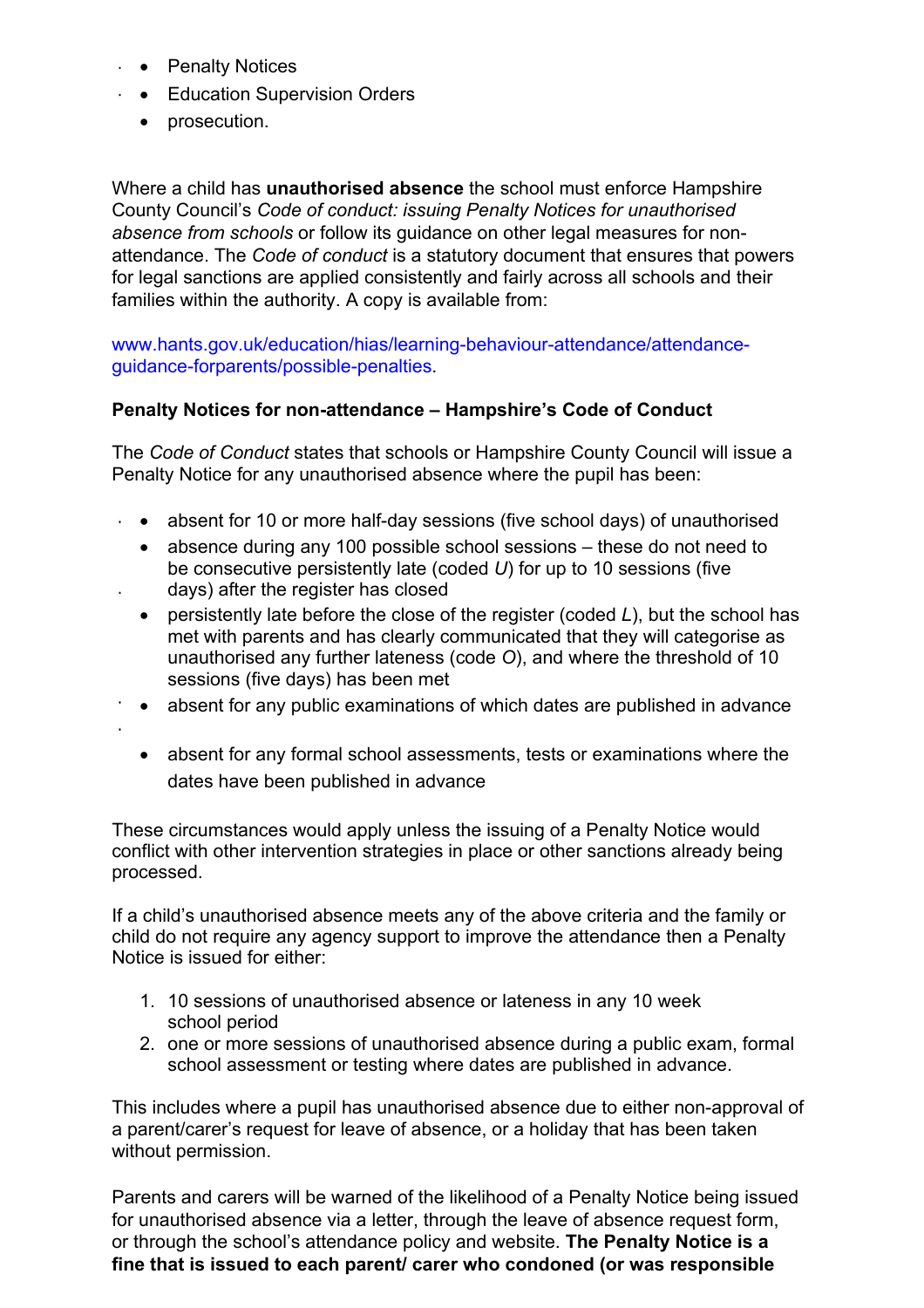- Penalty Notices
- Education Supervision Orders
- prosecution.

Where a child has **unauthorised absence** the school must enforce Hampshire County Council's *Code of conduct: issuing Penalty Notices for unauthorised absence from schools* or follow its guidance on other legal measures for non-attendance. The *Code of conduct* is a statutory document that ensures that powers for legal sanctions are applied consistently and fairly across all schools and their families within the authority. A copy is available from:

www.hants.gov.uk/education/hias/learning-behaviour-attendance/attendance-guidance-forparents/possible-penalties.

**Penalty Notices for non-attendance – Hampshire's Code of Conduct**

The *Code of Conduct* states that schools or Hampshire County Council will issue a Penalty Notice for any unauthorised absence where the pupil has been:

- absent for 10 or more half-day sessions (five school days) of unauthorised
- absence during any 100 possible school sessions – these do not need to be consecutive persistently late (coded *U*) for up to 10 sessions (five days) after the register has closed
- persistently late before the close of the register (coded *L*), but the school has met with parents and has clearly communicated that they will categorise as unauthorised any further lateness (code *O*), and where the threshold of 10 sessions (five days) has been met
- absent for any public examinations of which dates are published in advance
- absent for any formal school assessments, tests or examinations where the dates have been published in advance

These circumstances would apply unless the issuing of a Penalty Notice would conflict with other intervention strategies in place or other sanctions already being processed.

If a child's unauthorised absence meets any of the above criteria and the family or child do not require any agency support to improve the attendance then a Penalty Notice is issued for either:

1. 10 sessions of unauthorised absence or lateness in any 10 week school period
2. one or more sessions of unauthorised absence during a public exam, formal school assessment or testing where dates are published in advance.

This includes where a pupil has unauthorised absence due to either non-approval of a parent/carer's request for leave of absence, or a holiday that has been taken without permission.

Parents and carers will be warned of the likelihood of a Penalty Notice being issued for unauthorised absence via a letter, through the leave of absence request form, or through the school's attendance policy and website. **The Penalty Notice is a fine that is issued to each parent/ carer who condoned (or was responsible**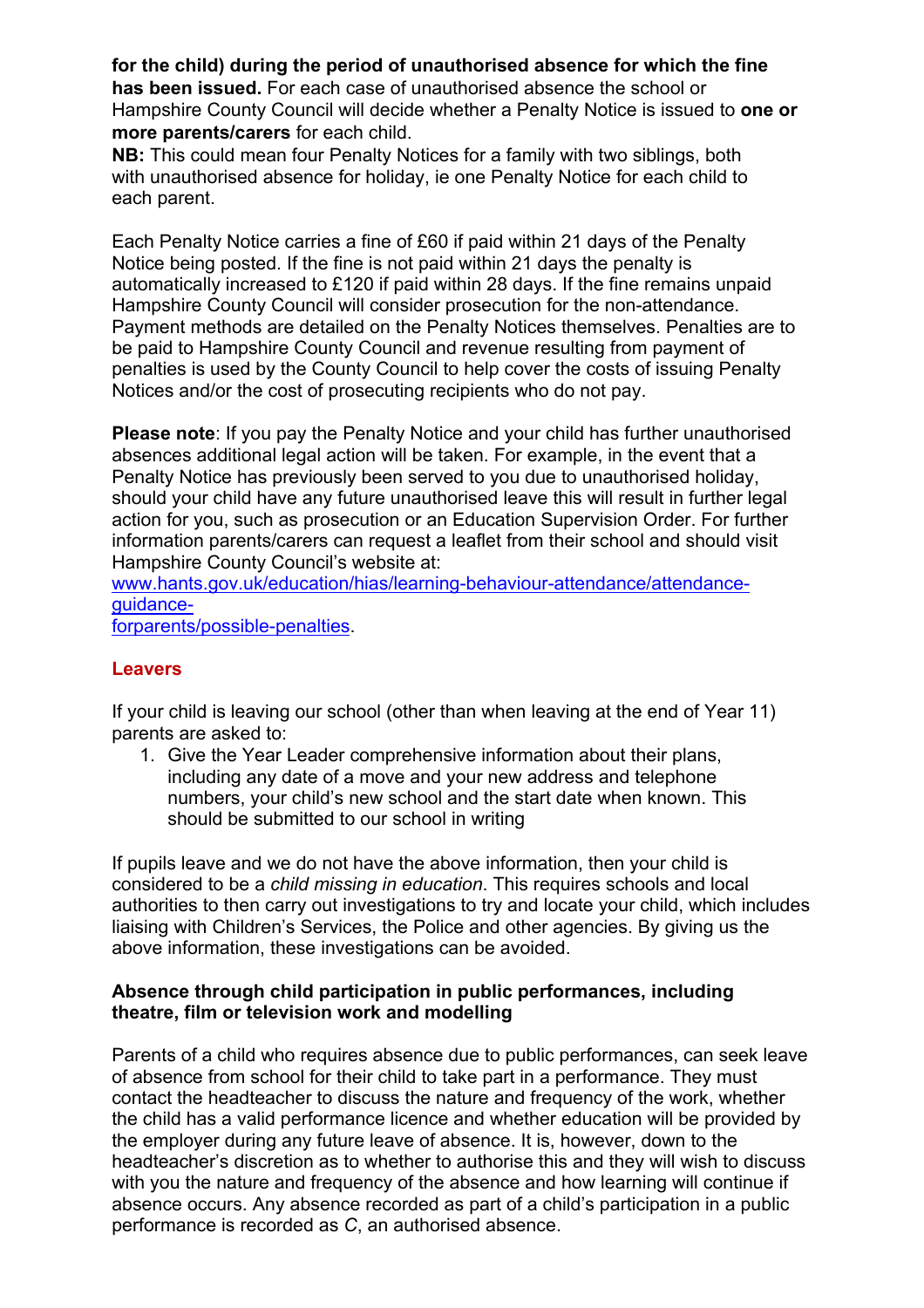**for the child) during the period of unauthorised absence for which the fine has been issued.** For each case of unauthorised absence the school or Hampshire County Council will decide whether a Penalty Notice is issued to **one or more parents/carers** for each child.

**NB:** This could mean four Penalty Notices for a family with two siblings, both with unauthorised absence for holiday, ie one Penalty Notice for each child to each parent.

Each Penalty Notice carries a fine of £60 if paid within 21 days of the Penalty Notice being posted. If the fine is not paid within 21 days the penalty is automatically increased to £120 if paid within 28 days. If the fine remains unpaid Hampshire County Council will consider prosecution for the non-attendance. Payment methods are detailed on the Penalty Notices themselves. Penalties are to be paid to Hampshire County Council and revenue resulting from payment of penalties is used by the County Council to help cover the costs of issuing Penalty Notices and/or the cost of prosecuting recipients who do not pay.

**Please note**: If you pay the Penalty Notice and your child has further unauthorised absences additional legal action will be taken. For example, in the event that a Penalty Notice has previously been served to you due to unauthorised holiday, should your child have any future unauthorised leave this will result in further legal action for you, such as prosecution or an Education Supervision Order. For further information parents/carers can request a leaflet from their school and should visit Hampshire County Council's website at: www.hants.gov.uk/education/hias/learning-behaviour-attendance/attendance-guidance-forparents/possible-penalties.

## Leavers

If your child is leaving our school (other than when leaving at the end of Year 11) parents are asked to:

1. Give the Year Leader comprehensive information about their plans, including any date of a move and your new address and telephone numbers, your child's new school and the start date when known. This should be submitted to our school in writing

If pupils leave and we do not have the above information, then your child is considered to be a *child missing in education*. This requires schools and local authorities to then carry out investigations to try and locate your child, which includes liaising with Children's Services, the Police and other agencies. By giving us the above information, these investigations can be avoided.

### Absence through child participation in public performances, including theatre, film or television work and modelling

Parents of a child who requires absence due to public performances, can seek leave of absence from school for their child to take part in a performance. They must contact the headteacher to discuss the nature and frequency of the work, whether the child has a valid performance licence and whether education will be provided by the employer during any future leave of absence. It is, however, down to the headteacher's discretion as to whether to authorise this and they will wish to discuss with you the nature and frequency of the absence and how learning will continue if absence occurs. Any absence recorded as part of a child's participation in a public performance is recorded as *C*, an authorised absence.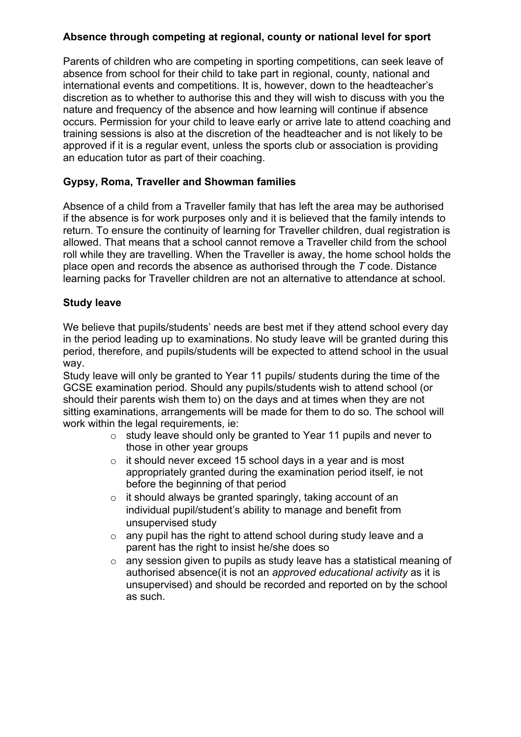**Absence through competing at regional, county or national level for sport**

Parents of children who are competing in sporting competitions, can seek leave of absence from school for their child to take part in regional, county, national and international events and competitions. It is, however, down to the headteacher's discretion as to whether to authorise this and they will wish to discuss with you the nature and frequency of the absence and how learning will continue if absence occurs. Permission for your child to leave early or arrive late to attend coaching and training sessions is also at the discretion of the headteacher and is not likely to be approved if it is a regular event, unless the sports club or association is providing an education tutor as part of their coaching.

**Gypsy, Roma, Traveller and Showman families**

Absence of a child from a Traveller family that has left the area may be authorised if the absence is for work purposes only and it is believed that the family intends to return. To ensure the continuity of learning for Traveller children, dual registration is allowed. That means that a school cannot remove a Traveller child from the school roll while they are travelling. When the Traveller is away, the home school holds the place open and records the absence as authorised through the *T* code. Distance learning packs for Traveller children are not an alternative to attendance at school.

**Study leave**

We believe that pupils/students' needs are best met if they attend school every day in the period leading up to examinations. No study leave will be granted during this period, therefore, and pupils/students will be expected to attend school in the usual way.

Study leave will only be granted to Year 11 pupils/ students during the time of the GCSE examination period. Should any pupils/students wish to attend school (or should their parents wish them to) on the days and at times when they are not sitting examinations, arrangements will be made for them to do so. The school will work within the legal requirements, ie:

- study leave should only be granted to Year 11 pupils and never to those in other year groups
- it should never exceed 15 school days in a year and is most appropriately granted during the examination period itself, ie not before the beginning of that period
- it should always be granted sparingly, taking account of an individual pupil/student's ability to manage and benefit from unsupervised study
- any pupil has the right to attend school during study leave and a parent has the right to insist he/she does so
- any session given to pupils as study leave has a statistical meaning of authorised absence(it is not an *approved educational activity* as it is unsupervised) and should be recorded and reported on by the school as such.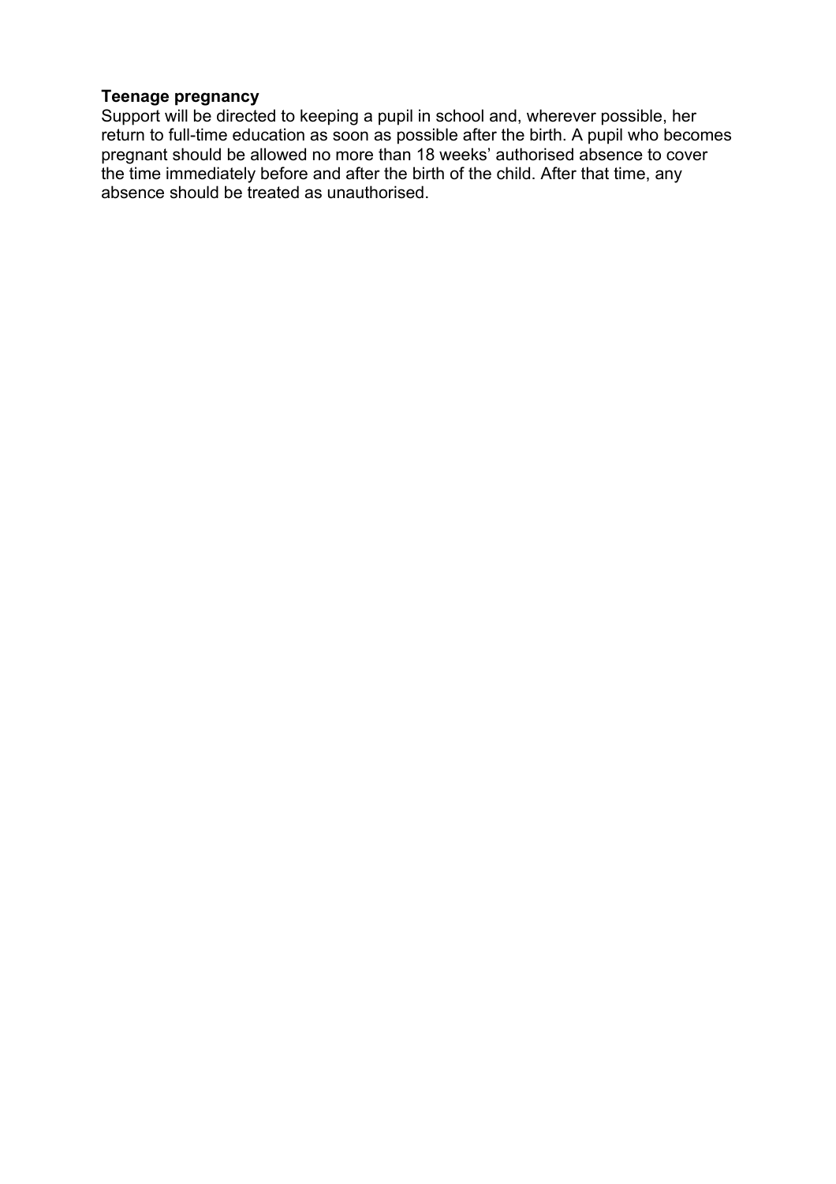**Teenage pregnancy**

Support will be directed to keeping a pupil in school and, wherever possible, her return to full-time education as soon as possible after the birth. A pupil who becomes pregnant should be allowed no more than 18 weeks' authorised absence to cover the time immediately before and after the birth of the child. After that time, any absence should be treated as unauthorised.